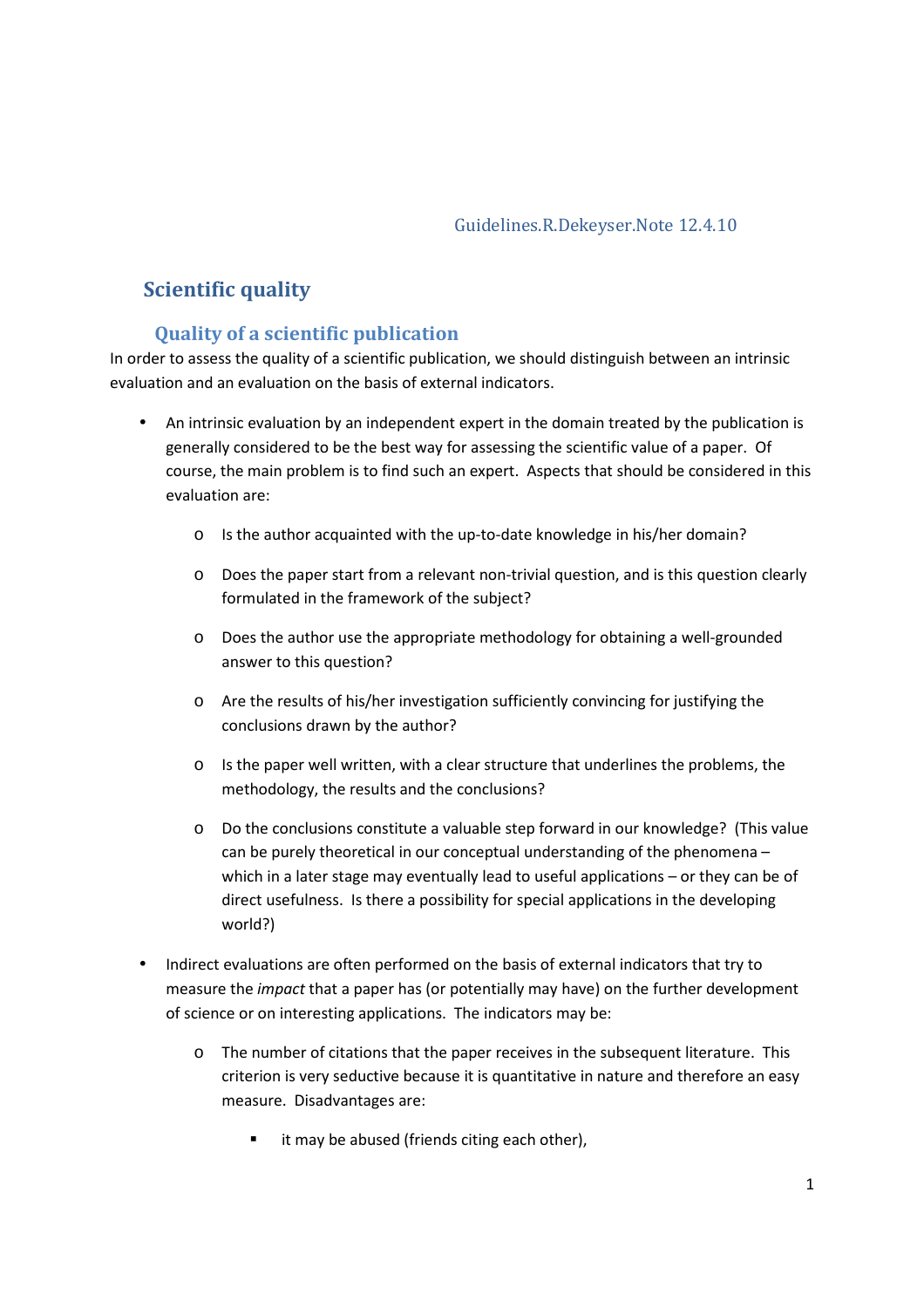Guidelines.R.Dekeyser.Note 12.4.10

# Scientific quality

## Quality of a scientific publication

In order to assess the quality of a scientific publication, we should distinguish between an intrinsic evaluation and an evaluation on the basis of external indicators.

- An intrinsic evaluation by an independent expert in the domain treated by the publication is generally considered to be the best way for assessing the scientific value of a paper. Of course, the main problem is to find such an expert. Aspects that should be considered in this evaluation are:
  - Is the author acquainted with the up-to-date knowledge in his/her domain?
  - Does the paper start from a relevant non-trivial question, and is this question clearly formulated in the framework of the subject?
  - Does the author use the appropriate methodology for obtaining a well-grounded answer to this question?
  - Are the results of his/her investigation sufficiently convincing for justifying the conclusions drawn by the author?
  - Is the paper well written, with a clear structure that underlines the problems, the methodology, the results and the conclusions?
  - Do the conclusions constitute a valuable step forward in our knowledge? (This value can be purely theoretical in our conceptual understanding of the phenomena – which in a later stage may eventually lead to useful applications – or they can be of direct usefulness. Is there a possibility for special applications in the developing world?)
- Indirect evaluations are often performed on the basis of external indicators that try to measure the *impact* that a paper has (or potentially may have) on the further development of science or on interesting applications. The indicators may be:
  - The number of citations that the paper receives in the subsequent literature. This criterion is very seductive because it is quantitative in nature and therefore an easy measure. Disadvantages are:
    - it may be abused (friends citing each other),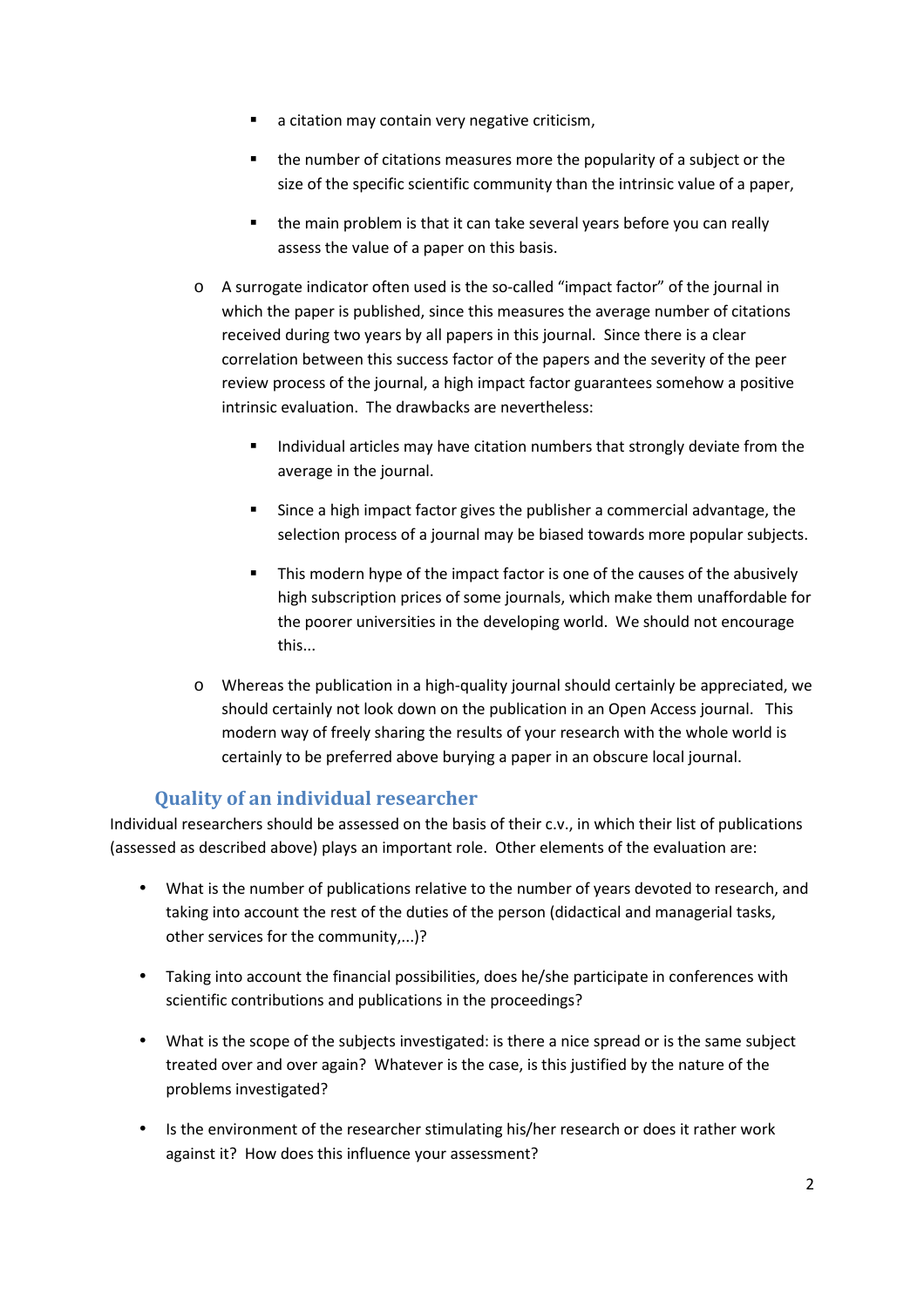- a citation may contain very negative criticism,
    - the number of citations measures more the popularity of a subject or the size of the specific scientific community than the intrinsic value of a paper,
    - the main problem is that it can take several years before you can really assess the value of a paper on this basis.
  - A surrogate indicator often used is the so-called "impact factor" of the journal in which the paper is published, since this measures the average number of citations received during two years by all papers in this journal. Since there is a clear correlation between this success factor of the papers and the severity of the peer review process of the journal, a high impact factor guarantees somehow a positive intrinsic evaluation. The drawbacks are nevertheless:
    - Individual articles may have citation numbers that strongly deviate from the average in the journal.
    - Since a high impact factor gives the publisher a commercial advantage, the selection process of a journal may be biased towards more popular subjects.
    - This modern hype of the impact factor is one of the causes of the abusively high subscription prices of some journals, which make them unaffordable for the poorer universities in the developing world. We should not encourage this...
  - Whereas the publication in a high-quality journal should certainly be appreciated, we should certainly not look down on the publication in an Open Access journal. This modern way of freely sharing the results of your research with the whole world is certainly to be preferred above burying a paper in an obscure local journal.

### Quality of an individual researcher

Individual researchers should be assessed on the basis of their c.v., in which their list of publications (assessed as described above) plays an important role. Other elements of the evaluation are:

- What is the number of publications relative to the number of years devoted to research, and taking into account the rest of the duties of the person (didactical and managerial tasks, other services for the community,...)?
- Taking into account the financial possibilities, does he/she participate in conferences with scientific contributions and publications in the proceedings?
- What is the scope of the subjects investigated: is there a nice spread or is the same subject treated over and over again? Whatever is the case, is this justified by the nature of the problems investigated?
- Is the environment of the researcher stimulating his/her research or does it rather work against it? How does this influence your assessment?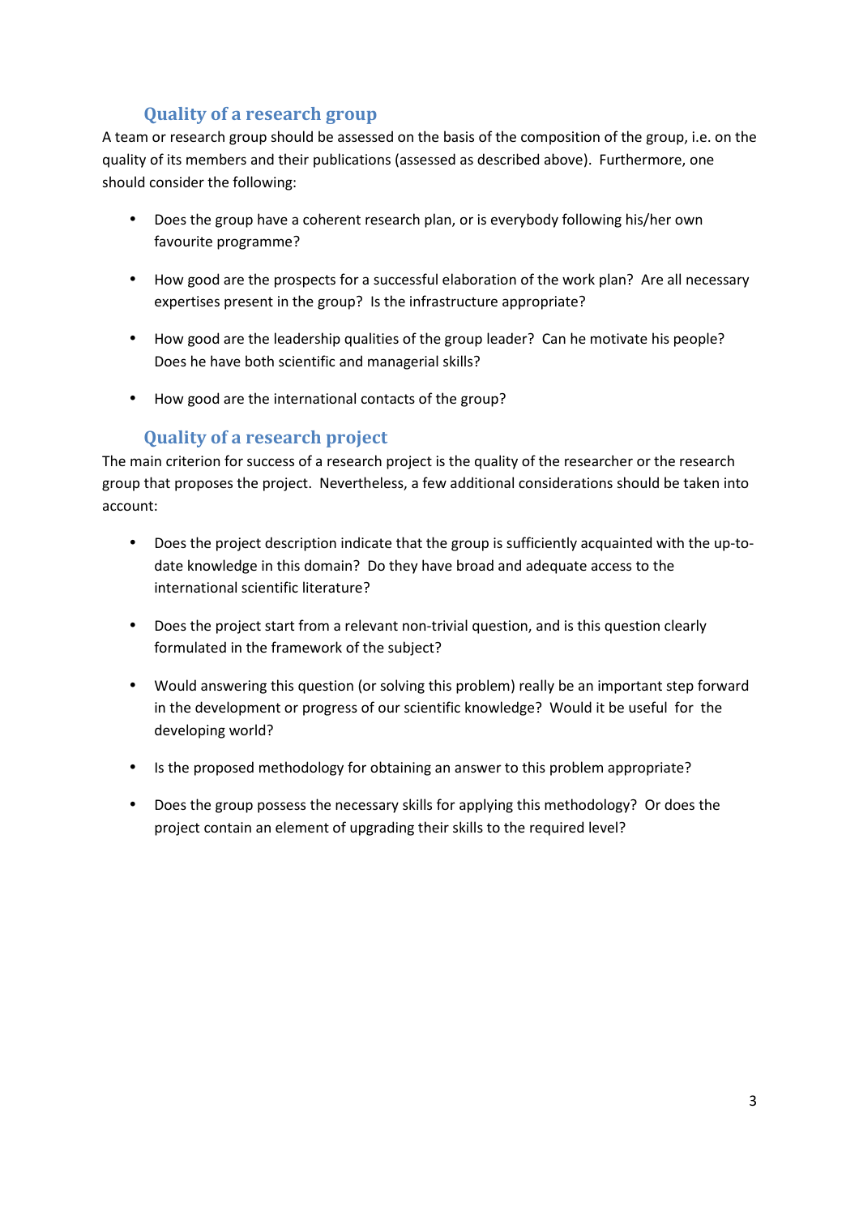## Quality of a research group

A team or research group should be assessed on the basis of the composition of the group, i.e. on the quality of its members and their publications (assessed as described above). Furthermore, one should consider the following:

- Does the group have a coherent research plan, or is everybody following his/her own favourite programme?
- How good are the prospects for a successful elaboration of the work plan? Are all necessary expertises present in the group? Is the infrastructure appropriate?
- How good are the leadership qualities of the group leader? Can he motivate his people? Does he have both scientific and managerial skills?
- How good are the international contacts of the group?

## Quality of a research project

The main criterion for success of a research project is the quality of the researcher or the research group that proposes the project. Nevertheless, a few additional considerations should be taken into account:

- Does the project description indicate that the group is sufficiently acquainted with the up-to-date knowledge in this domain? Do they have broad and adequate access to the international scientific literature?
- Does the project start from a relevant non-trivial question, and is this question clearly formulated in the framework of the subject?
- Would answering this question (or solving this problem) really be an important step forward in the development or progress of our scientific knowledge? Would it be useful for the developing world?
- Is the proposed methodology for obtaining an answer to this problem appropriate?
- Does the group possess the necessary skills for applying this methodology? Or does the project contain an element of upgrading their skills to the required level?